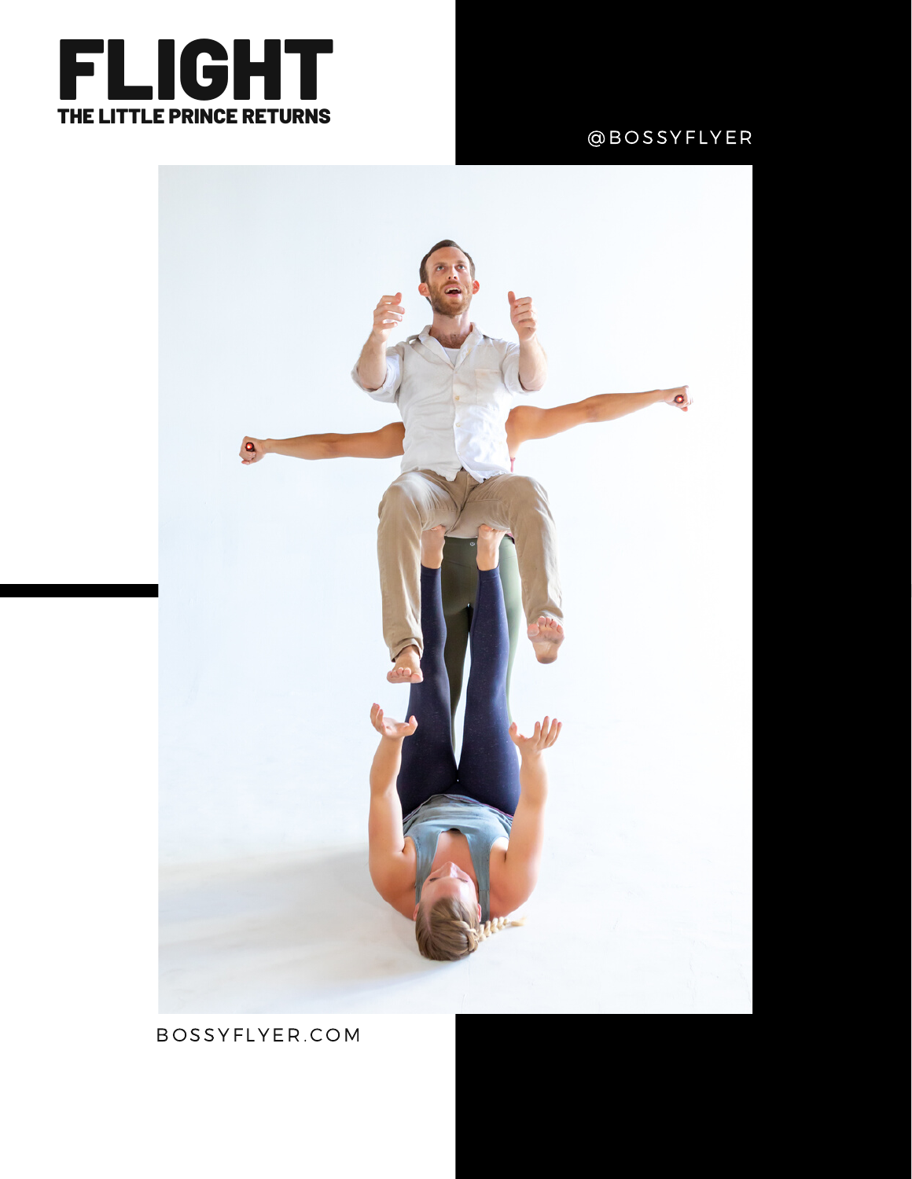# FLIGHT

**THE LITTLE PRINCE RETURNS**

@BOSSYFLYER

BOSSYFLYER.COM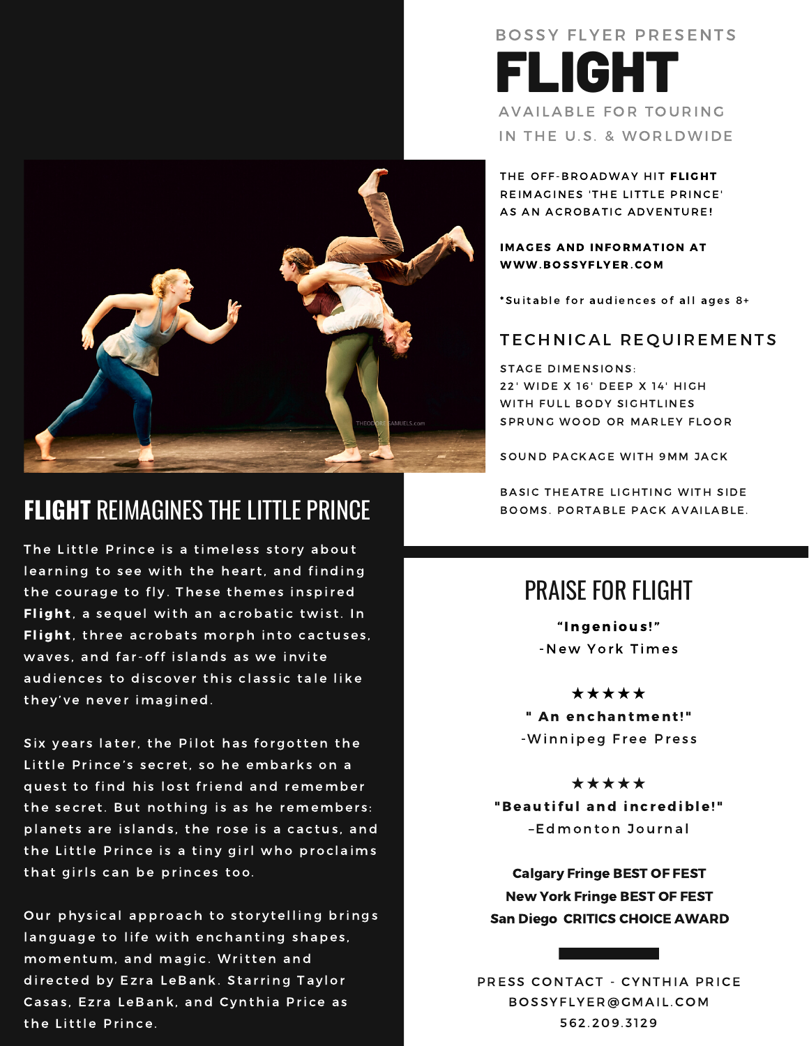BOSSY FLYER PRESENTS

# FLIGHT

AVAILABLE FOR TOURING IN THE U.S. & WORLDWIDE

THE OFF-BROADWAY HIT **FLIGHT** REIMAGINES 'THE LITTLE PRINCE' AS AN ACROBATIC ADVENTURE!

**IMAGES AND INFORMATION AT WWW.BOSSYFLYER.COM**

*Suitable for audiences of all ages 8+

## FLIGHT REIMAGINES THE LITTLE PRINCE

The Little Prince is a timeless story about learning to see with the heart, and finding the courage to fly. These themes inspired **Flight**, a sequel with an acrobatic twist. In **Flight**, three acrobats morph into cactuses, waves, and far-off islands as we invite audiences to discover this classic tale like they've never imagined.

Six years later, the Pilot has forgotten the Little Prince's secret, so he embarks on a quest to find his lost friend and remember the secret. But nothing is as he remembers: planets are islands, the rose is a cactus, and the Little Prince is a tiny girl who proclaims that girls can be princes too.

Our physical approach to storytelling brings language to life with enchanting shapes, momentum, and magic. Written and directed by Ezra LeBank. Starring Taylor Casas, Ezra LeBank, and Cynthia Price as the Little Prince.

## TECHNICAL REQUIREMENTS

STAGE DIMENSIONS:
22' WIDE X 16' DEEP X 14' HIGH
WITH FULL BODY SIGHTLINES
SPRUNG WOOD OR MARLEY FLOOR

SOUND PACKAGE WITH 9MM JACK

BASIC THEATRE LIGHTING WITH SIDE BOOMS. PORTABLE PACK AVAILABLE.

## PRAISE FOR FLIGHT

**"Ingenious!"**
-New York Times

★★★★★
**" An enchantment!"**
-Winnipeg Free Press

★★★★★
**"Beautiful and incredible!"**
–Edmonton Journal

**Calgary Fringe BEST OF FEST**
**New York Fringe BEST OF FEST**
**San Diego CRITICS CHOICE AWARD**

PRESS CONTACT - CYNTHIA PRICE
BOSSYFLYER@GMAIL.COM
562.209.3129